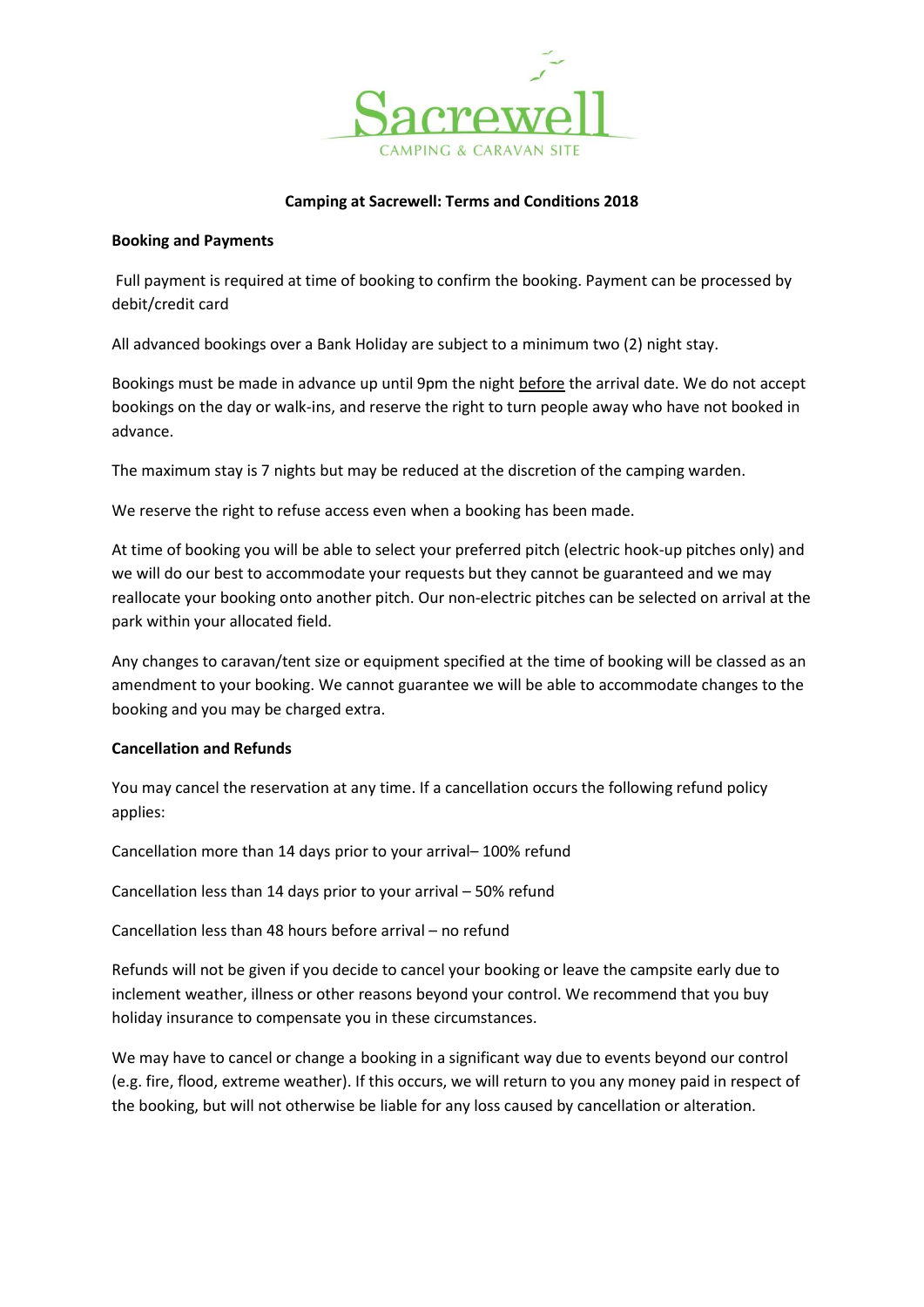Sacrewell

CAMPING & CARAVAN SITE

## Camping at Sacrewell: Terms and Conditions 2018

### Booking and Payments

Full payment is required at time of booking to confirm the booking. Payment can be processed by debit/credit card

All advanced bookings over a Bank Holiday are subject to a minimum two (2) night stay.

Bookings must be made in advance up until 9pm the night before the arrival date. We do not accept bookings on the day or walk-ins, and reserve the right to turn people away who have not booked in advance.

The maximum stay is 7 nights but may be reduced at the discretion of the camping warden.

We reserve the right to refuse access even when a booking has been made.

At time of booking you will be able to select your preferred pitch (electric hook-up pitches only) and we will do our best to accommodate your requests but they cannot be guaranteed and we may reallocate your booking onto another pitch. Our non-electric pitches can be selected on arrival at the park within your allocated field.

Any changes to caravan/tent size or equipment specified at the time of booking will be classed as an amendment to your booking. We cannot guarantee we will be able to accommodate changes to the booking and you may be charged extra.

### Cancellation and Refunds

You may cancel the reservation at any time. If a cancellation occurs the following refund policy applies:

Cancellation more than 14 days prior to your arrival– 100% refund

Cancellation less than 14 days prior to your arrival – 50% refund

Cancellation less than 48 hours before arrival – no refund

Refunds will not be given if you decide to cancel your booking or leave the campsite early due to inclement weather, illness or other reasons beyond your control. We recommend that you buy holiday insurance to compensate you in these circumstances.

We may have to cancel or change a booking in a significant way due to events beyond our control (e.g. fire, flood, extreme weather). If this occurs, we will return to you any money paid in respect of the booking, but will not otherwise be liable for any loss caused by cancellation or alteration.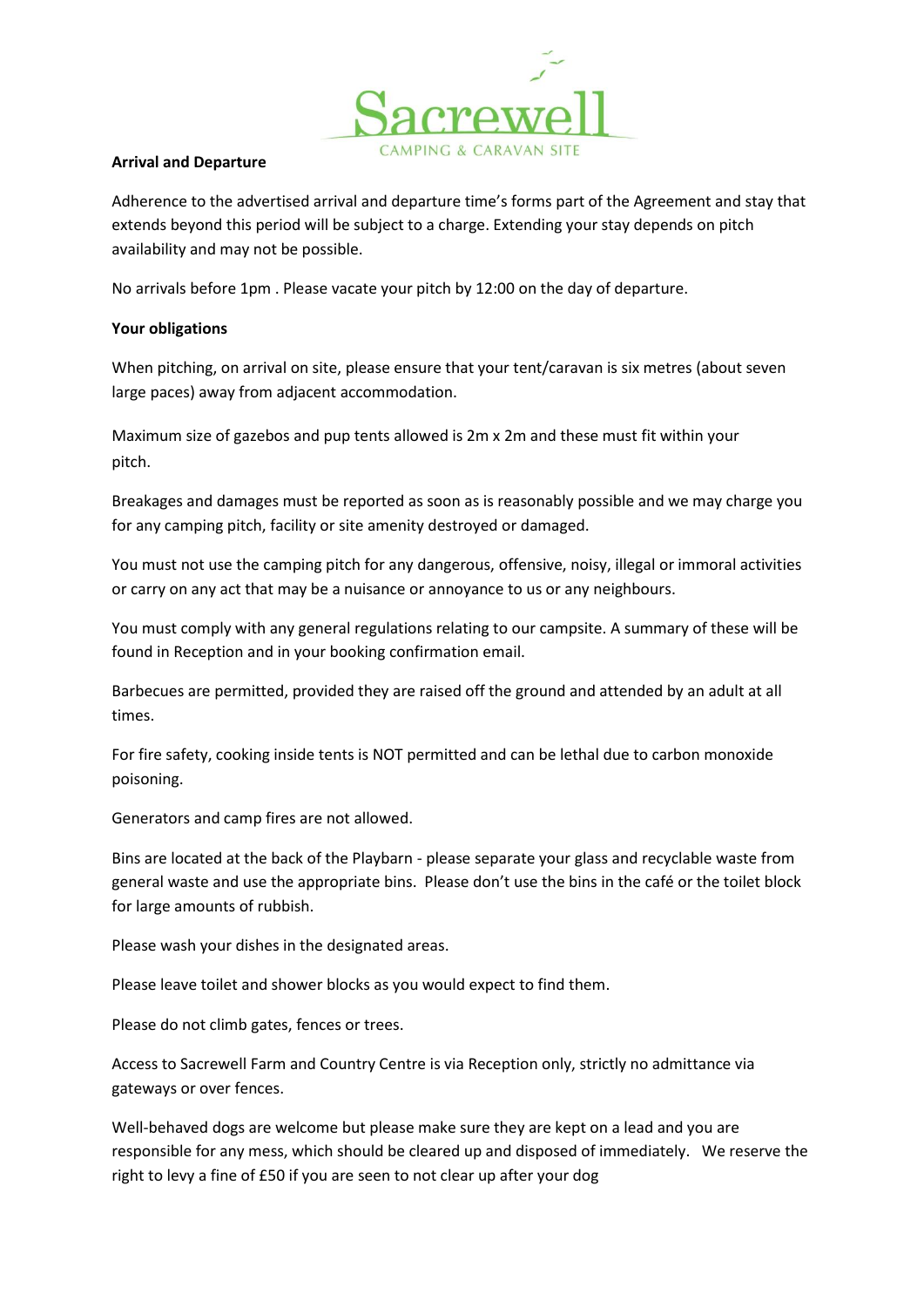Sacrewell
CAMPING & CARAVAN SITE

**Arrival and Departure**

Adherence to the advertised arrival and departure time's forms part of the Agreement and stay that extends beyond this period will be subject to a charge. Extending your stay depends on pitch availability and may not be possible.

No arrivals before 1pm . Please vacate your pitch by 12:00 on the day of departure.

**Your obligations**

When pitching, on arrival on site, please ensure that your tent/caravan is six metres (about seven large paces) away from adjacent accommodation.

Maximum size of gazebos and pup tents allowed is 2m x 2m and these must fit within your pitch.

Breakages and damages must be reported as soon as is reasonably possible and we may charge you for any camping pitch, facility or site amenity destroyed or damaged.

You must not use the camping pitch for any dangerous, offensive, noisy, illegal or immoral activities or carry on any act that may be a nuisance or annoyance to us or any neighbours.

You must comply with any general regulations relating to our campsite. A summary of these will be found in Reception and in your booking confirmation email.

Barbecues are permitted, provided they are raised off the ground and attended by an adult at all times.

For fire safety, cooking inside tents is NOT permitted and can be lethal due to carbon monoxide poisoning.

Generators and camp fires are not allowed.

Bins are located at the back of the Playbarn - please separate your glass and recyclable waste from general waste and use the appropriate bins. Please don't use the bins in the café or the toilet block for large amounts of rubbish.

Please wash your dishes in the designated areas.

Please leave toilet and shower blocks as you would expect to find them.

Please do not climb gates, fences or trees.

Access to Sacrewell Farm and Country Centre is via Reception only, strictly no admittance via gateways or over fences.

Well-behaved dogs are welcome but please make sure they are kept on a lead and you are responsible for any mess, which should be cleared up and disposed of immediately. We reserve the right to levy a fine of £50 if you are seen to not clear up after your dog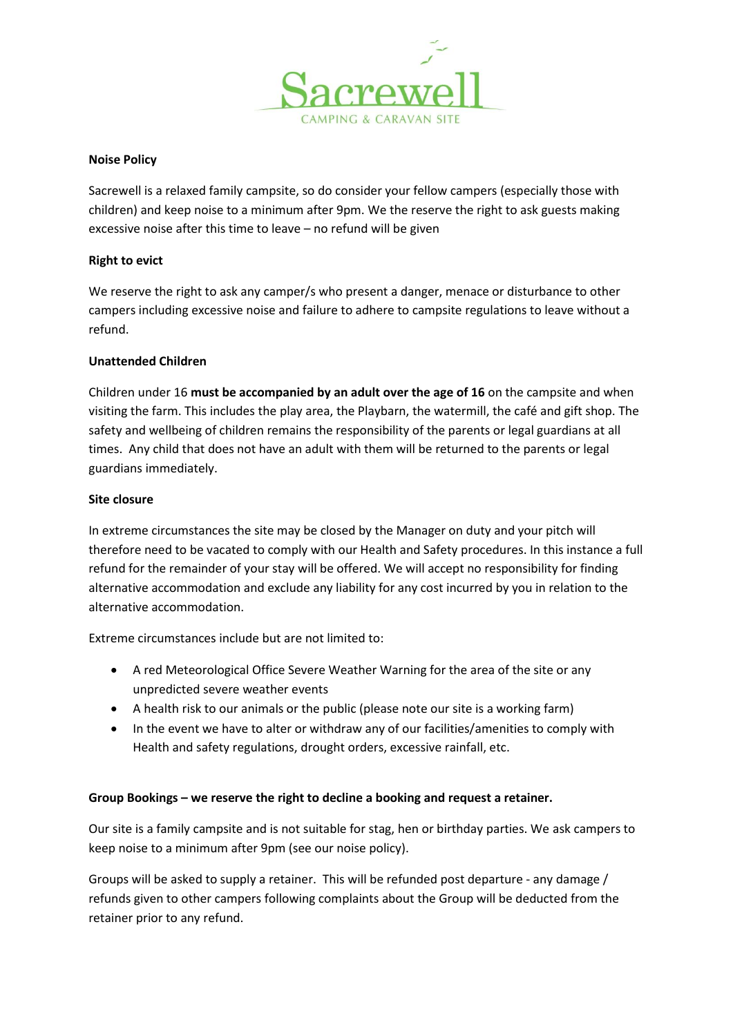Sacrewell

CAMPING & CARAVAN SITE

**Noise Policy**

Sacrewell is a relaxed family campsite, so do consider your fellow campers (especially those with children) and keep noise to a minimum after 9pm. We the reserve the right to ask guests making excessive noise after this time to leave – no refund will be given

**Right to evict**

We reserve the right to ask any camper/s who present a danger, menace or disturbance to other campers including excessive noise and failure to adhere to campsite regulations to leave without a refund.

**Unattended Children**

Children under 16 **must be accompanied by an adult over the age of 16** on the campsite and when visiting the farm. This includes the play area, the Playbarn, the watermill, the café and gift shop. The safety and wellbeing of children remains the responsibility of the parents or legal guardians at all times. Any child that does not have an adult with them will be returned to the parents or legal guardians immediately.

**Site closure**

In extreme circumstances the site may be closed by the Manager on duty and your pitch will therefore need to be vacated to comply with our Health and Safety procedures. In this instance a full refund for the remainder of your stay will be offered. We will accept no responsibility for finding alternative accommodation and exclude any liability for any cost incurred by you in relation to the alternative accommodation.

Extreme circumstances include but are not limited to:

- A red Meteorological Office Severe Weather Warning for the area of the site or any unpredicted severe weather events
- A health risk to our animals or the public (please note our site is a working farm)
- In the event we have to alter or withdraw any of our facilities/amenities to comply with Health and safety regulations, drought orders, excessive rainfall, etc.

**Group Bookings – we reserve the right to decline a booking and request a retainer.**

Our site is a family campsite and is not suitable for stag, hen or birthday parties. We ask campers to keep noise to a minimum after 9pm (see our noise policy).

Groups will be asked to supply a retainer. This will be refunded post departure - any damage / refunds given to other campers following complaints about the Group will be deducted from the retainer prior to any refund.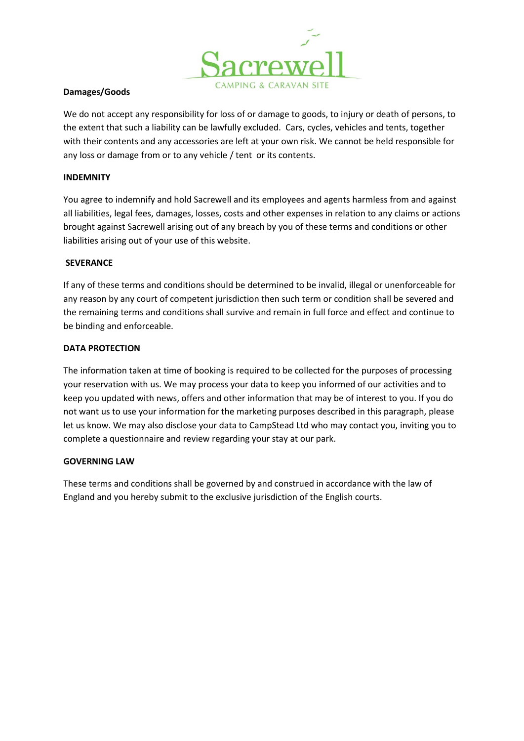**Damages/Goods**

We do not accept any responsibility for loss of or damage to goods, to injury or death of persons, to the extent that such a liability can be lawfully excluded. Cars, cycles, vehicles and tents, together with their contents and any accessories are left at your own risk. We cannot be held responsible for any loss or damage from or to any vehicle / tent or its contents.

**INDEMNITY**

You agree to indemnify and hold Sacrewell and its employees and agents harmless from and against all liabilities, legal fees, damages, losses, costs and other expenses in relation to any claims or actions brought against Sacrewell arising out of any breach by you of these terms and conditions or other liabilities arising out of your use of this website.

**SEVERANCE**

If any of these terms and conditions should be determined to be invalid, illegal or unenforceable for any reason by any court of competent jurisdiction then such term or condition shall be severed and the remaining terms and conditions shall survive and remain in full force and effect and continue to be binding and enforceable.

**DATA PROTECTION**

The information taken at time of booking is required to be collected for the purposes of processing your reservation with us. We may process your data to keep you informed of our activities and to keep you updated with news, offers and other information that may be of interest to you. If you do not want us to use your information for the marketing purposes described in this paragraph, please let us know. We may also disclose your data to CampStead Ltd who may contact you, inviting you to complete a questionnaire and review regarding your stay at our park.

**GOVERNING LAW**

These terms and conditions shall be governed by and construed in accordance with the law of England and you hereby submit to the exclusive jurisdiction of the English courts.